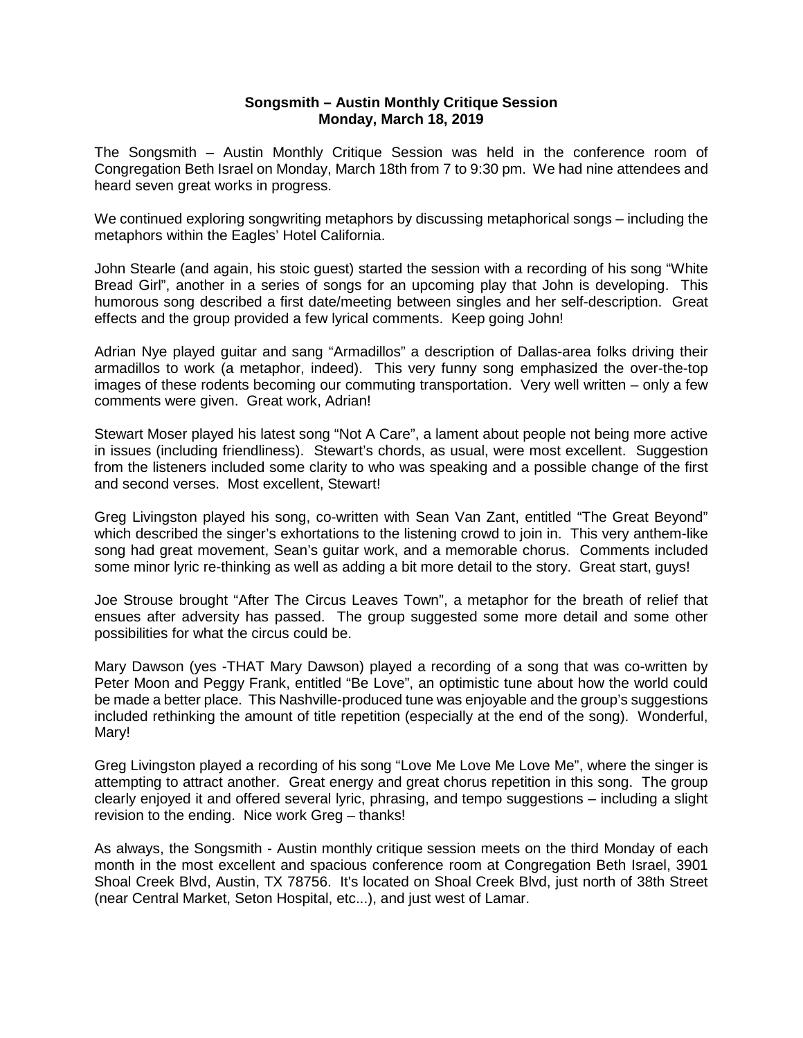**Songsmith – Austin Monthly Critique Session**
**Monday, March 18, 2019**

The Songsmith – Austin Monthly Critique Session was held in the conference room of Congregation Beth Israel on Monday, March 18th from 7 to 9:30 pm. We had nine attendees and heard seven great works in progress.

We continued exploring songwriting metaphors by discussing metaphorical songs – including the metaphors within the Eagles' Hotel California.

John Stearle (and again, his stoic guest) started the session with a recording of his song "White Bread Girl", another in a series of songs for an upcoming play that John is developing. This humorous song described a first date/meeting between singles and her self-description. Great effects and the group provided a few lyrical comments. Keep going John!

Adrian Nye played guitar and sang "Armadillos" a description of Dallas-area folks driving their armadillos to work (a metaphor, indeed). This very funny song emphasized the over-the-top images of these rodents becoming our commuting transportation. Very well written – only a few comments were given. Great work, Adrian!

Stewart Moser played his latest song "Not A Care", a lament about people not being more active in issues (including friendliness). Stewart's chords, as usual, were most excellent. Suggestion from the listeners included some clarity to who was speaking and a possible change of the first and second verses. Most excellent, Stewart!

Greg Livingston played his song, co-written with Sean Van Zant, entitled "The Great Beyond" which described the singer's exhortations to the listening crowd to join in. This very anthem-like song had great movement, Sean's guitar work, and a memorable chorus. Comments included some minor lyric re-thinking as well as adding a bit more detail to the story. Great start, guys!

Joe Strouse brought "After The Circus Leaves Town", a metaphor for the breath of relief that ensues after adversity has passed. The group suggested some more detail and some other possibilities for what the circus could be.

Mary Dawson (yes -THAT Mary Dawson) played a recording of a song that was co-written by Peter Moon and Peggy Frank, entitled "Be Love", an optimistic tune about how the world could be made a better place. This Nashville-produced tune was enjoyable and the group's suggestions included rethinking the amount of title repetition (especially at the end of the song). Wonderful, Mary!

Greg Livingston played a recording of his song "Love Me Love Me Love Me", where the singer is attempting to attract another. Great energy and great chorus repetition in this song. The group clearly enjoyed it and offered several lyric, phrasing, and tempo suggestions – including a slight revision to the ending. Nice work Greg – thanks!

As always, the Songsmith - Austin monthly critique session meets on the third Monday of each month in the most excellent and spacious conference room at Congregation Beth Israel, 3901 Shoal Creek Blvd, Austin, TX 78756. It's located on Shoal Creek Blvd, just north of 38th Street (near Central Market, Seton Hospital, etc...), and just west of Lamar.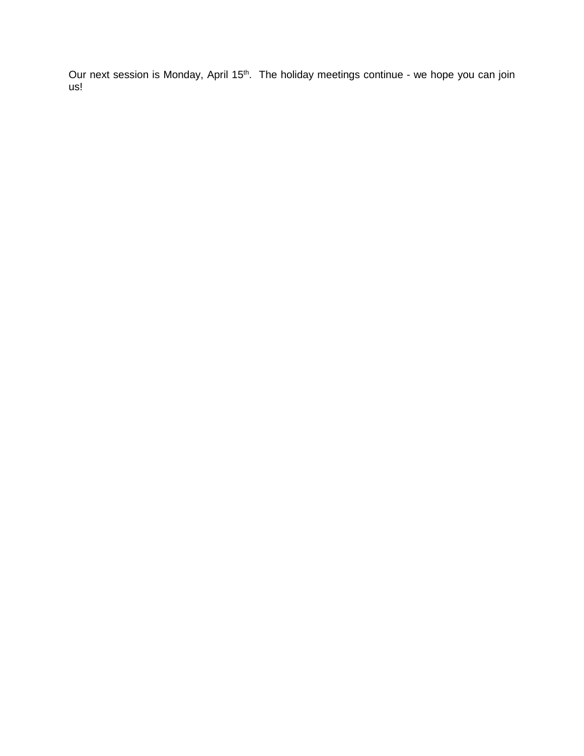Our next session is Monday, April 15th.  The holiday meetings continue - we hope you can join us!